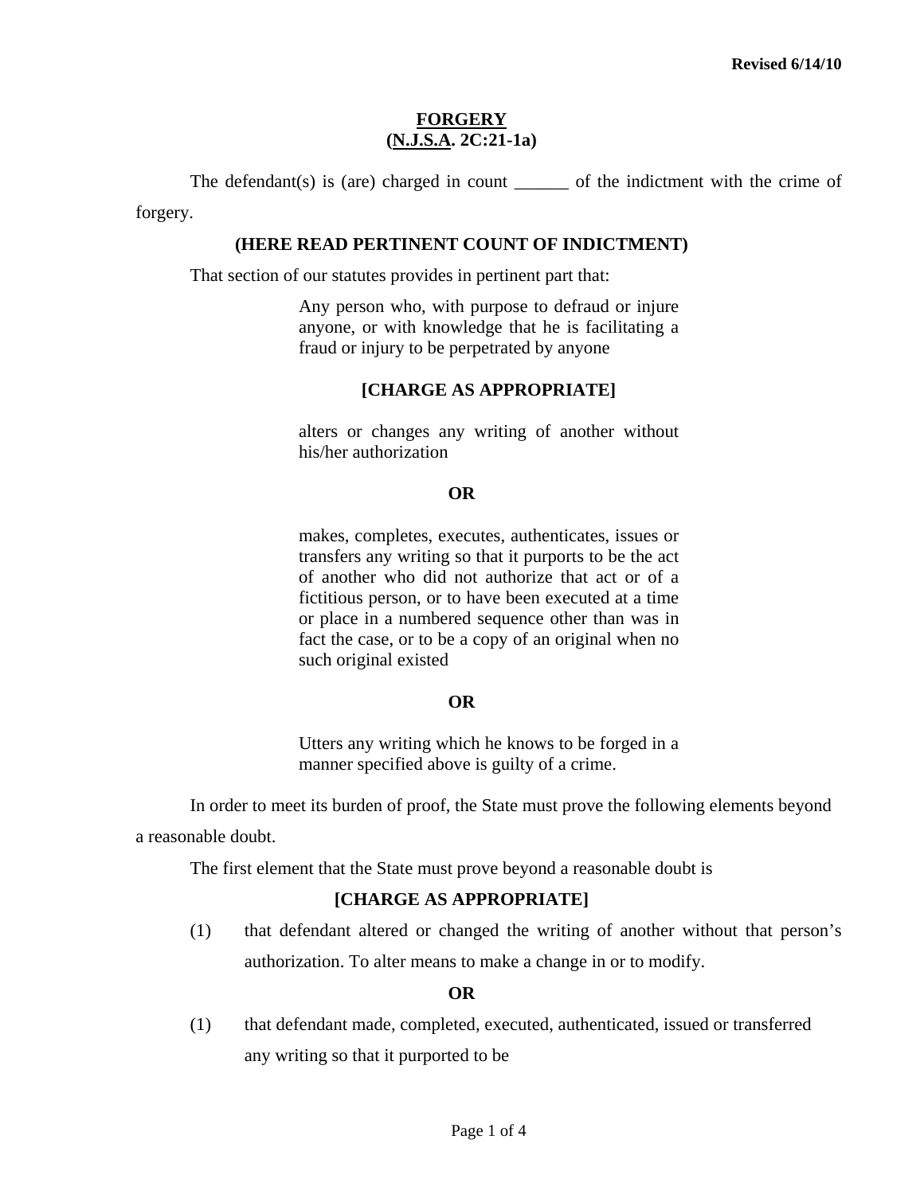Revised 6/14/10

# FORGERY
## (N.J.S.A. 2C:21-1a)

The defendant(s) is (are) charged in count ______ of the indictment with the crime of forgery.

**(HERE READ PERTINENT COUNT OF INDICTMENT)**

That section of our statutes provides in pertinent part that:

> Any person who, with purpose to defraud or injure anyone, or with knowledge that he is facilitating a fraud or injury to be perpetrated by anyone
>
> **[CHARGE AS APPROPRIATE]**
>
> alters or changes any writing of another without his/her authorization
>
> **OR**
>
> makes, completes, executes, authenticates, issues or transfers any writing so that it purports to be the act of another who did not authorize that act or of a fictitious person, or to have been executed at a time or place in a numbered sequence other than was in fact the case, or to be a copy of an original when no such original existed
>
> **OR**
>
> Utters any writing which he knows to be forged in a manner specified above is guilty of a crime.

In order to meet its burden of proof, the State must prove the following elements beyond a reasonable doubt.

The first element that the State must prove beyond a reasonable doubt is

**[CHARGE AS APPROPRIATE]**

(1) that defendant altered or changed the writing of another without that person's authorization. To alter means to make a change in or to modify.

**OR**

(1) that defendant made, completed, executed, authenticated, issued or transferred any writing so that it purported to be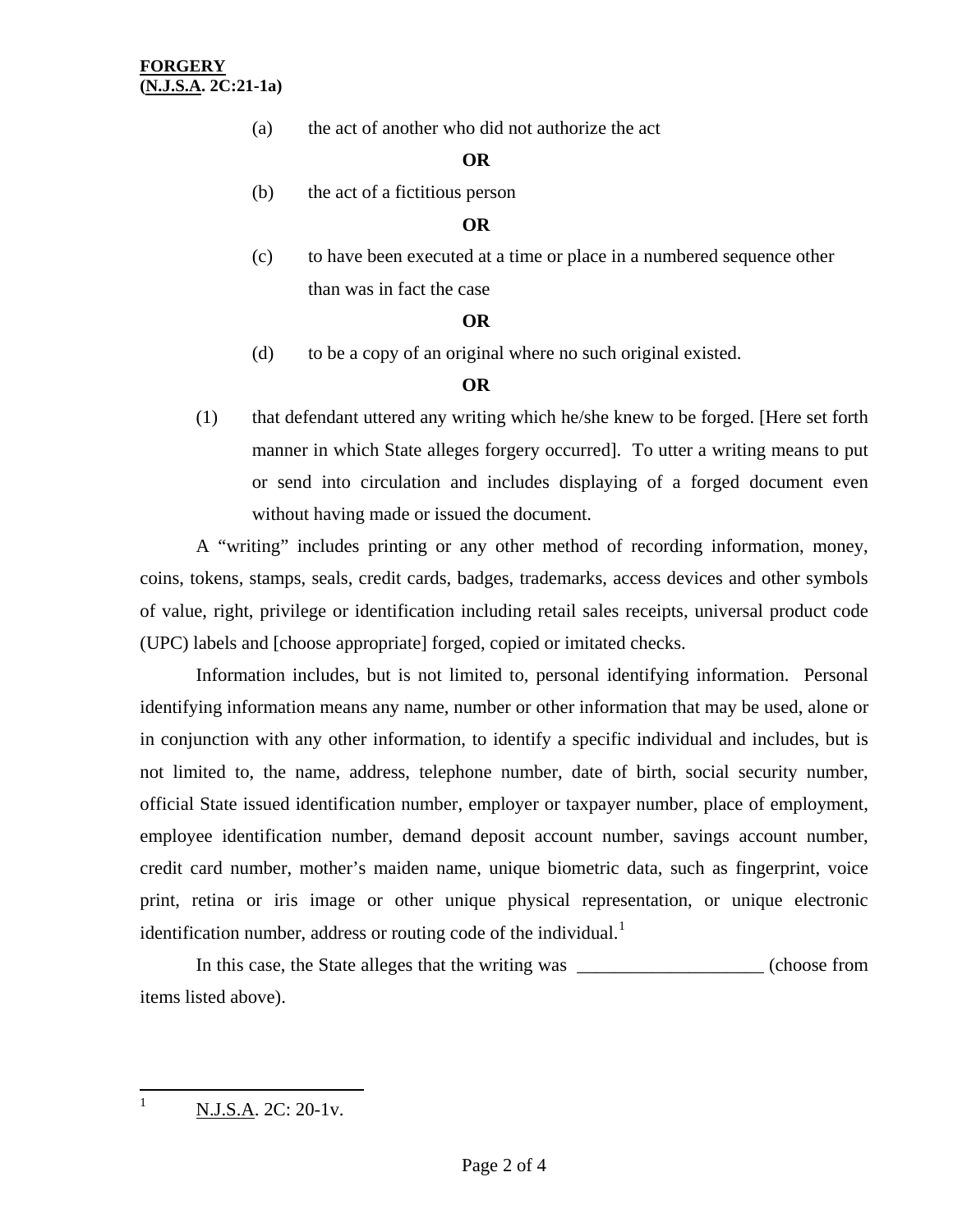(a) the act of another who did not authorize the act

**OR**

(b) the act of a fictitious person

**OR**

(c) to have been executed at a time or place in a numbered sequence other than was in fact the case

**OR**

(d) to be a copy of an original where no such original existed.

**OR**

(1) that defendant uttered any writing which he/she knew to be forged. [Here set forth manner in which State alleges forgery occurred]. To utter a writing means to put or send into circulation and includes displaying of a forged document even without having made or issued the document.

A "writing" includes printing or any other method of recording information, money, coins, tokens, stamps, seals, credit cards, badges, trademarks, access devices and other symbols of value, right, privilege or identification including retail sales receipts, universal product code (UPC) labels and [choose appropriate] forged, copied or imitated checks.

Information includes, but is not limited to, personal identifying information. Personal identifying information means any name, number or other information that may be used, alone or in conjunction with any other information, to identify a specific individual and includes, but is not limited to, the name, address, telephone number, date of birth, social security number, official State issued identification number, employer or taxpayer number, place of employment, employee identification number, demand deposit account number, savings account number, credit card number, mother's maiden name, unique biometric data, such as fingerprint, voice print, retina or iris image or other unique physical representation, or unique electronic identification number, address or routing code of the individual.[1]

In this case, the State alleges that the writing was ____________________ (choose from items listed above).

---

[1] N.J.S.A. 2C: 20-1v.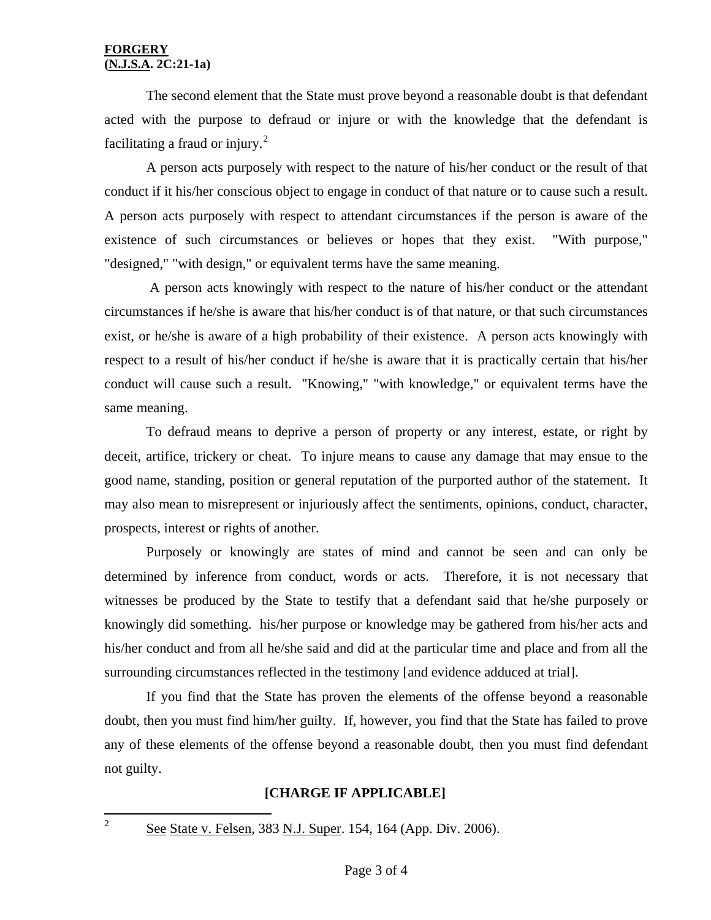The second element that the State must prove beyond a reasonable doubt is that defendant acted with the purpose to defraud or injure or with the knowledge that the defendant is facilitating a fraud or injury.[2]

A person acts purposely with respect to the nature of his/her conduct or the result of that conduct if it his/her conscious object to engage in conduct of that nature or to cause such a result. A person acts purposely with respect to attendant circumstances if the person is aware of the existence of such circumstances or believes or hopes that they exist. "With purpose," "designed," "with design," or equivalent terms have the same meaning.

A person acts knowingly with respect to the nature of his/her conduct or the attendant circumstances if he/she is aware that his/her conduct is of that nature, or that such circumstances exist, or he/she is aware of a high probability of their existence. A person acts knowingly with respect to a result of his/her conduct if he/she is aware that it is practically certain that his/her conduct will cause such a result. "Knowing," "with knowledge," or equivalent terms have the same meaning.

To defraud means to deprive a person of property or any interest, estate, or right by deceit, artifice, trickery or cheat. To injure means to cause any damage that may ensue to the good name, standing, position or general reputation of the purported author of the statement. It may also mean to misrepresent or injuriously affect the sentiments, opinions, conduct, character, prospects, interest or rights of another.

Purposely or knowingly are states of mind and cannot be seen and can only be determined by inference from conduct, words or acts. Therefore, it is not necessary that witnesses be produced by the State to testify that a defendant said that he/she purposely or knowingly did something. his/her purpose or knowledge may be gathered from his/her acts and his/her conduct and from all he/she said and did at the particular time and place and from all the surrounding circumstances reflected in the testimony [and evidence adduced at trial].

If you find that the State has proven the elements of the offense beyond a reasonable doubt, then you must find him/her guilty. If, however, you find that the State has failed to prove any of these elements of the offense beyond a reasonable doubt, then you must find defendant not guilty.

**[CHARGE IF APPLICABLE]**

---

[2] See State v. Felsen, 383 N.J. Super. 154, 164 (App. Div. 2006).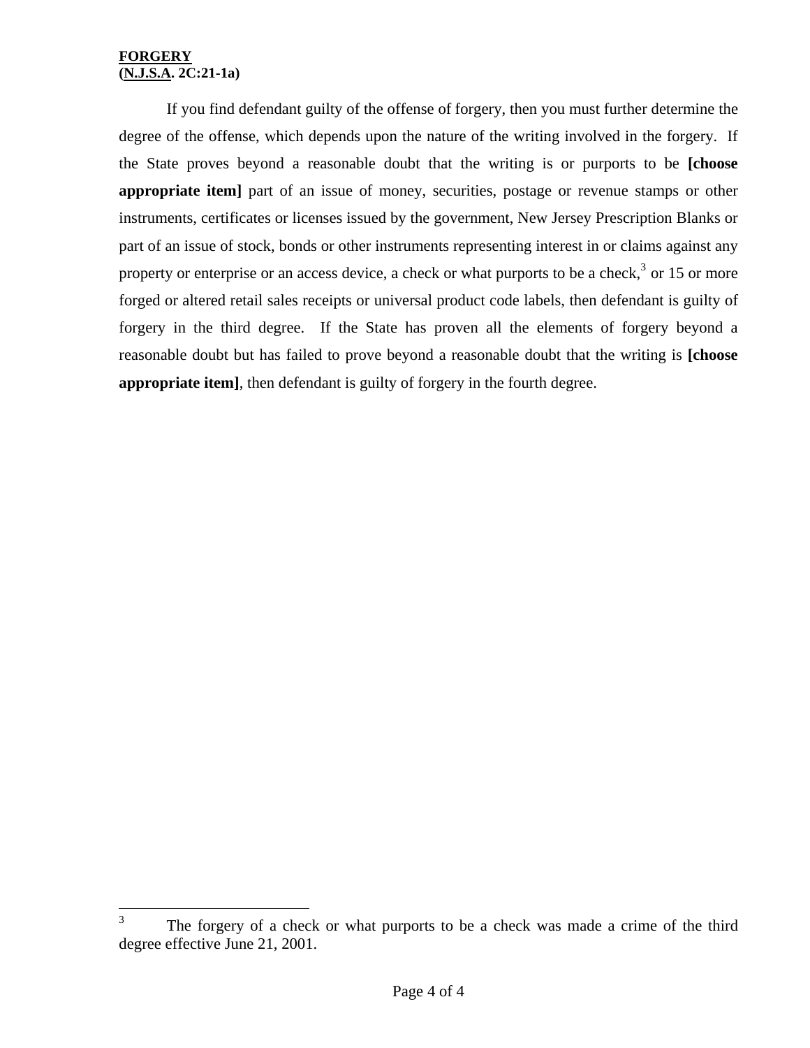**FORGERY**
**(N.J.S.A. 2C:21-1a)**

If you find defendant guilty of the offense of forgery, then you must further determine the degree of the offense, which depends upon the nature of the writing involved in the forgery. If the State proves beyond a reasonable doubt that the writing is or purports to be **[choose appropriate item]** part of an issue of money, securities, postage or revenue stamps or other instruments, certificates or licenses issued by the government, New Jersey Prescription Blanks or part of an issue of stock, bonds or other instruments representing interest in or claims against any property or enterprise or an access device, a check or what purports to be a check,[3] or 15 or more forged or altered retail sales receipts or universal product code labels, then defendant is guilty of forgery in the third degree. If the State has proven all the elements of forgery beyond a reasonable doubt but has failed to prove beyond a reasonable doubt that the writing is **[choose appropriate item]**, then defendant is guilty of forgery in the fourth degree.

---

[3] The forgery of a check or what purports to be a check was made a crime of the third degree effective June 21, 2001.